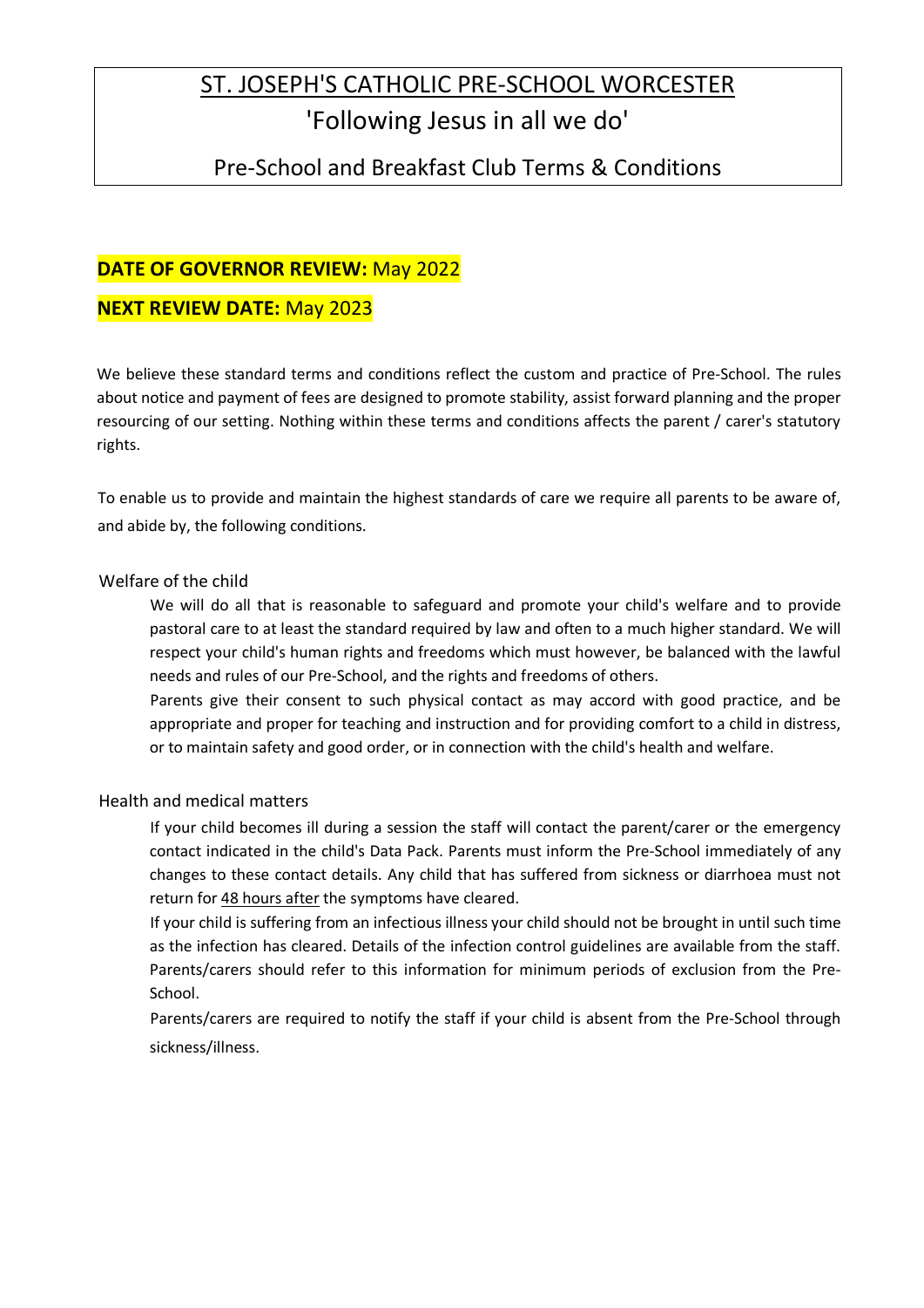# ST. JOSEPH'S CATHOLIC PRE-SCHOOL WORCESTER

## 'Following Jesus in all we do'

## Pre-School and Breakfast Club Terms & Conditions

**DATE OF GOVERNOR REVIEW:** May 2022

**NEXT REVIEW DATE:** May 2023

We believe these standard terms and conditions reflect the custom and practice of Pre-School. The rules about notice and payment of fees are designed to promote stability, assist forward planning and the proper resourcing of our setting. Nothing within these terms and conditions affects the parent / carer's statutory rights.

To enable us to provide and maintain the highest standards of care we require all parents to be aware of, and abide by, the following conditions.

### Welfare of the child

We will do all that is reasonable to safeguard and promote your child's welfare and to provide pastoral care to at least the standard required by law and often to a much higher standard. We will respect your child's human rights and freedoms which must however, be balanced with the lawful needs and rules of our Pre-School, and the rights and freedoms of others.

Parents give their consent to such physical contact as may accord with good practice, and be appropriate and proper for teaching and instruction and for providing comfort to a child in distress, or to maintain safety and good order, or in connection with the child's health and welfare.

### Health and medical matters

If your child becomes ill during a session the staff will contact the parent/carer or the emergency contact indicated in the child's Data Pack. Parents must inform the Pre-School immediately of any changes to these contact details. Any child that has suffered from sickness or diarrhoea must not return for 48 hours after the symptoms have cleared.

If your child is suffering from an infectious illness your child should not be brought in until such time as the infection has cleared. Details of the infection control guidelines are available from the staff. Parents/carers should refer to this information for minimum periods of exclusion from the Pre-School.

Parents/carers are required to notify the staff if your child is absent from the Pre-School through sickness/illness.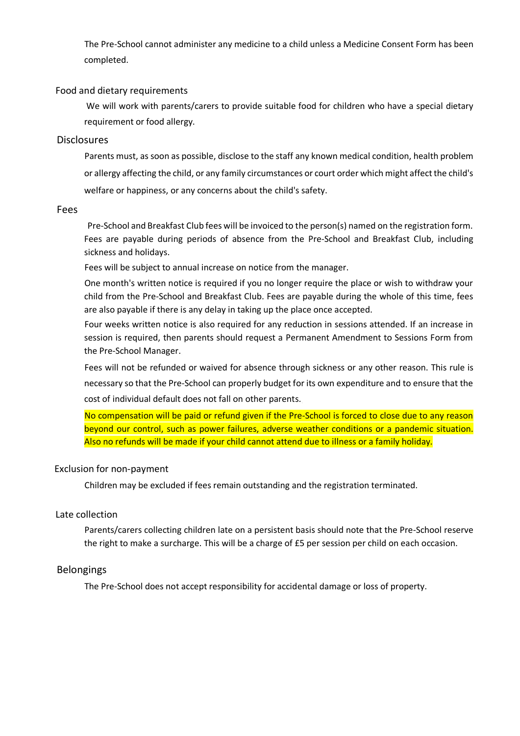The Pre-School cannot administer any medicine to a child unless a Medicine Consent Form has been completed.

## Food and dietary requirements

We will work with parents/carers to provide suitable food for children who have a special dietary requirement or food allergy.

## Disclosures

Parents must, as soon as possible, disclose to the staff any known medical condition, health problem or allergy affecting the child, or any family circumstances or court order which might affect the child's welfare or happiness, or any concerns about the child's safety.

## Fees

Pre-School and Breakfast Club fees will be invoiced to the person(s) named on the registration form. Fees are payable during periods of absence from the Pre-School and Breakfast Club, including sickness and holidays.

Fees will be subject to annual increase on notice from the manager.

One month's written notice is required if you no longer require the place or wish to withdraw your child from the Pre-School and Breakfast Club. Fees are payable during the whole of this time, fees are also payable if there is any delay in taking up the place once accepted.

Four weeks written notice is also required for any reduction in sessions attended. If an increase in session is required, then parents should request a Permanent Amendment to Sessions Form from the Pre-School Manager.

Fees will not be refunded or waived for absence through sickness or any other reason. This rule is necessary so that the Pre-School can properly budget for its own expenditure and to ensure that the cost of individual default does not fall on other parents.

No compensation will be paid or refund given if the Pre-School is forced to close due to any reason beyond our control, such as power failures, adverse weather conditions or a pandemic situation. Also no refunds will be made if your child cannot attend due to illness or a family holiday.

## Exclusion for non-payment

Children may be excluded if fees remain outstanding and the registration terminated.

## Late collection

Parents/carers collecting children late on a persistent basis should note that the Pre-School reserve the right to make a surcharge. This will be a charge of £5 per session per child on each occasion.

## Belongings

The Pre-School does not accept responsibility for accidental damage or loss of property.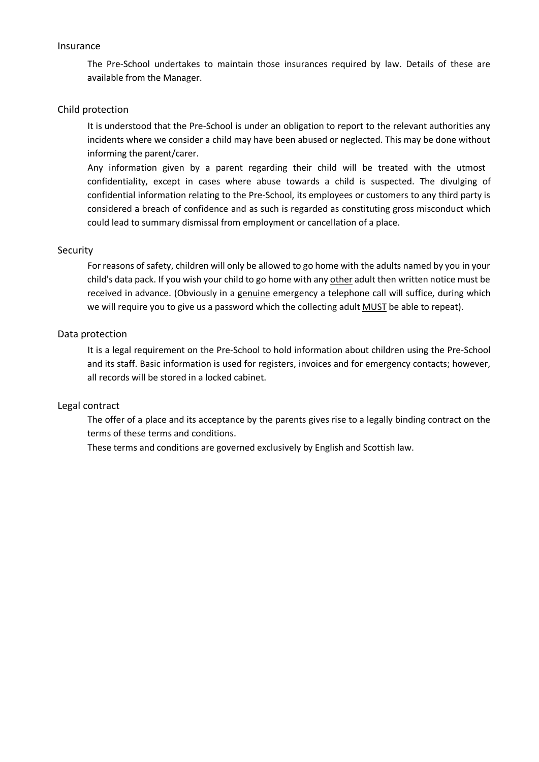## Insurance

The Pre-School undertakes to maintain those insurances required by law. Details of these are available from the Manager.

## Child protection

It is understood that the Pre-School is under an obligation to report to the relevant authorities any incidents where we consider a child may have been abused or neglected. This may be done without informing the parent/carer.

Any information given by a parent regarding their child will be treated with the utmost confidentiality, except in cases where abuse towards a child is suspected. The divulging of confidential information relating to the Pre-School, its employees or customers to any third party is considered a breach of confidence and as such is regarded as constituting gross misconduct which could lead to summary dismissal from employment or cancellation of a place.

## Security

For reasons of safety, children will only be allowed to go home with the adults named by you in your child's data pack. If you wish your child to go home with any <u>other</u> adult then written notice must be received in advance. (Obviously in a <u>genuine</u> emergency a telephone call will suffice, during which we will require you to give us a password which the collecting adult <u>MUST</u> be able to repeat).

## Data protection

It is a legal requirement on the Pre-School to hold information about children using the Pre-School and its staff. Basic information is used for registers, invoices and for emergency contacts; however, all records will be stored in a locked cabinet.

## Legal contract

The offer of a place and its acceptance by the parents gives rise to a legally binding contract on the terms of these terms and conditions.

These terms and conditions are governed exclusively by English and Scottish law.